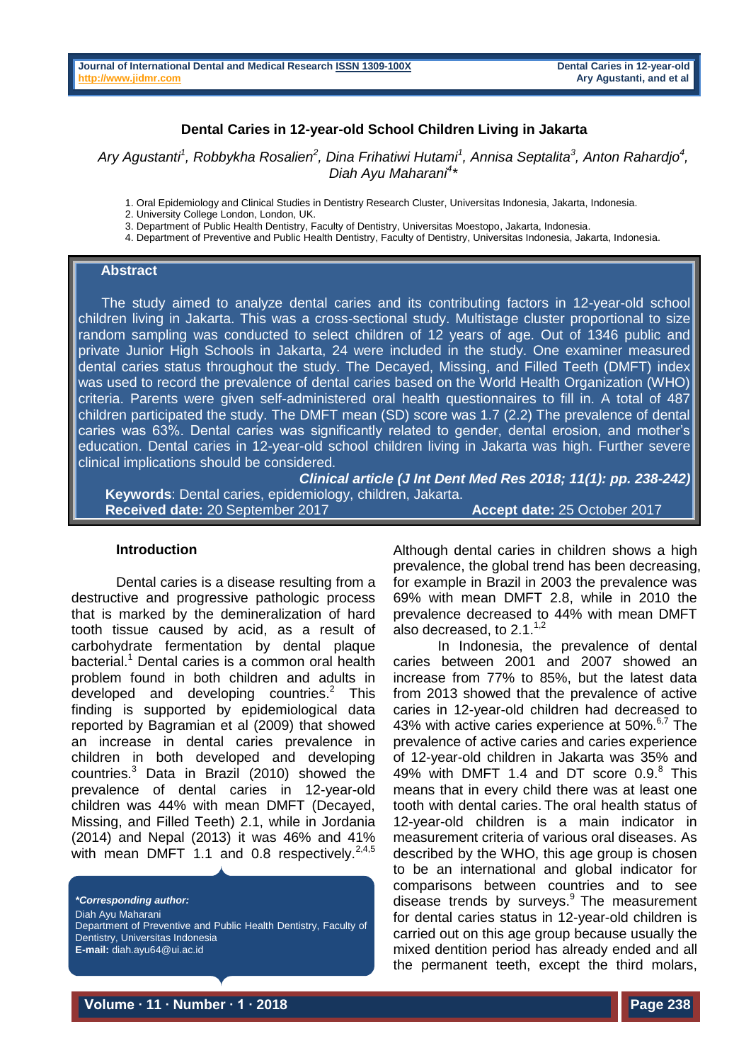# Dental Caries in 12-year-old School Children Living in Jakarta

*Ary Agustanti[1], Robbykha Rosalien[2], Dina Frihatiwi Hutami[1], Annisa Septalita[3], Anton Rahardjo[4], Diah Ayu Maharani[4]\**

1. Oral Epidemiology and Clinical Studies in Dentistry Research Cluster, Universitas Indonesia, Jakarta, Indonesia.
2. University College London, London, UK.
3. Department of Public Health Dentistry, Faculty of Dentistry, Universitas Moestopo, Jakarta, Indonesia.
4. Department of Preventive and Public Health Dentistry, Faculty of Dentistry, Universitas Indonesia, Jakarta, Indonesia.

## Abstract

The study aimed to analyze dental caries and its contributing factors in 12-year-old school children living in Jakarta. This was a cross-sectional study. Multistage cluster proportional to size random sampling was conducted to select children of 12 years of age. Out of 1346 public and private Junior High Schools in Jakarta, 24 were included in the study. One examiner measured dental caries status throughout the study. The Decayed, Missing, and Filled Teeth (DMFT) index was used to record the prevalence of dental caries based on the World Health Organization (WHO) criteria. Parents were given self-administered oral health questionnaires to fill in. A total of 487 children participated the study. The DMFT mean (SD) score was 1.7 (2.2) The prevalence of dental caries was 63%. Dental caries was significantly related to gender, dental erosion, and mother's education. Dental caries in 12-year-old school children living in Jakarta was high. Further severe clinical implications should be considered.

***Clinical article (J Int Dent Med Res 2018; 11(1): pp. 238-242)***

**Keywords**: Dental caries, epidemiology, children, Jakarta.

**Received date:** 20 September 2017 **Accept date:** 25 October 2017

## Introduction

Dental caries is a disease resulting from a destructive and progressive pathologic process that is marked by the demineralization of hard tooth tissue caused by acid, as a result of carbohydrate fermentation by dental plaque bacterial.[1] Dental caries is a common oral health problem found in both children and adults in developed and developing countries.[2] This finding is supported by epidemiological data reported by Bagramian et al (2009) that showed an increase in dental caries prevalence in children in both developed and developing countries.[3] Data in Brazil (2010) showed the prevalence of dental caries in 12-year-old children was 44% with mean DMFT (Decayed, Missing, and Filled Teeth) 2.1, while in Jordania (2014) and Nepal (2013) it was 46% and 41% with mean DMFT 1.1 and 0.8 respectively.[2,4,5]

***Corresponding author:***
Diah Ayu Maharani
Department of Preventive and Public Health Dentistry, Faculty of Dentistry, Universitas Indonesia
**E-mail:** diah.ayu64@ui.ac.id

Although dental caries in children shows a high prevalence, the global trend has been decreasing, for example in Brazil in 2003 the prevalence was 69% with mean DMFT 2.8, while in 2010 the prevalence decreased to 44% with mean DMFT also decreased, to 2.1.[1,2]

In Indonesia, the prevalence of dental caries between 2001 and 2007 showed an increase from 77% to 85%, but the latest data from 2013 showed that the prevalence of active caries in 12-year-old children had decreased to 43% with active caries experience at 50%.[6,7] The prevalence of active caries and caries experience of 12-year-old children in Jakarta was 35% and 49% with DMFT 1.4 and DT score 0.9.[8] This means that in every child there was at least one tooth with dental caries. The oral health status of 12-year-old children is a main indicator in measurement criteria of various oral diseases. As described by the WHO, this age group is chosen to be an international and global indicator for comparisons between countries and to see disease trends by surveys.[9] The measurement for dental caries status in 12-year-old children is carried out on this age group because usually the mixed dentition period has already ended and all the permanent teeth, except the third molars,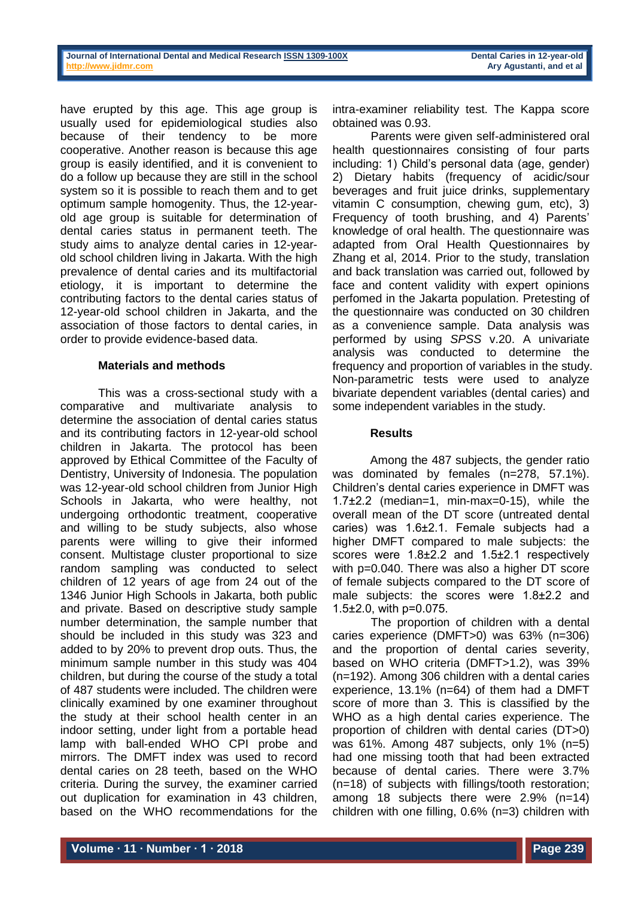have erupted by this age. This age group is usually used for epidemiological studies also because of their tendency to be more cooperative. Another reason is because this age group is easily identified, and it is convenient to do a follow up because they are still in the school system so it is possible to reach them and to get optimum sample homogenity. Thus, the 12-year-old age group is suitable for determination of dental caries status in permanent teeth. The study aims to analyze dental caries in 12-year-old school children living in Jakarta. With the high prevalence of dental caries and its multifactorial etiology, it is important to determine the contributing factors to the dental caries status of 12-year-old school children in Jakarta, and the association of those factors to dental caries, in order to provide evidence-based data.

### Materials and methods

This was a cross-sectional study with a comparative and multivariate analysis to determine the association of dental caries status and its contributing factors in 12-year-old school children in Jakarta. The protocol has been approved by Ethical Committee of the Faculty of Dentistry, University of Indonesia. The population was 12-year-old school children from Junior High Schools in Jakarta, who were healthy, not undergoing orthodontic treatment, cooperative and willing to be study subjects, also whose parents were willing to give their informed consent. Multistage cluster proportional to size random sampling was conducted to select children of 12 years of age from 24 out of the 1346 Junior High Schools in Jakarta, both public and private. Based on descriptive study sample number determination, the sample number that should be included in this study was 323 and added to by 20% to prevent drop outs. Thus, the minimum sample number in this study was 404 children, but during the course of the study a total of 487 students were included. The children were clinically examined by one examiner throughout the study at their school health center in an indoor setting, under light from a portable head lamp with ball-ended WHO CPI probe and mirrors. The DMFT index was used to record dental caries on 28 teeth, based on the WHO criteria. During the survey, the examiner carried out duplication for examination in 43 children, based on the WHO recommendations for the intra-examiner reliability test. The Kappa score obtained was 0.93.

Parents were given self-administered oral health questionnaires consisting of four parts including: 1) Child's personal data (age, gender) 2) Dietary habits (frequency of acidic/sour beverages and fruit juice drinks, supplementary vitamin C consumption, chewing gum, etc), 3) Frequency of tooth brushing, and 4) Parents' knowledge of oral health. The questionnaire was adapted from Oral Health Questionnaires by Zhang et al, 2014. Prior to the study, translation and back translation was carried out, followed by face and content validity with expert opinions perfomed in the Jakarta population. Pretesting of the questionnaire was conducted on 30 children as a convenience sample. Data analysis was performed by using *SPSS* v.20. A univariate analysis was conducted to determine the frequency and proportion of variables in the study. Non-parametric tests were used to analyze bivariate dependent variables (dental caries) and some independent variables in the study.

### Results

Among the 487 subjects, the gender ratio was dominated by females (n=278, 57.1%). Children's dental caries experience in DMFT was 1.7±2.2 (median=1, min-max=0-15), while the overall mean of the DT score (untreated dental caries) was 1.6±2.1. Female subjects had a higher DMFT compared to male subjects: the scores were 1.8±2.2 and 1.5±2.1 respectively with p=0.040. There was also a higher DT score of female subjects compared to the DT score of male subjects: the scores were 1.8±2.2 and 1.5±2.0, with p=0.075.

The proportion of children with a dental caries experience (DMFT>0) was 63% (n=306) and the proportion of dental caries severity, based on WHO criteria (DMFT>1.2), was 39% (n=192). Among 306 children with a dental caries experience, 13.1% (n=64) of them had a DMFT score of more than 3. This is classified by the WHO as a high dental caries experience. The proportion of children with dental caries (DT>0) was 61%. Among 487 subjects, only 1% (n=5) had one missing tooth that had been extracted because of dental caries. There were 3.7% (n=18) of subjects with fillings/tooth restoration; among 18 subjects there were 2.9% (n=14) children with one filling, 0.6% (n=3) children with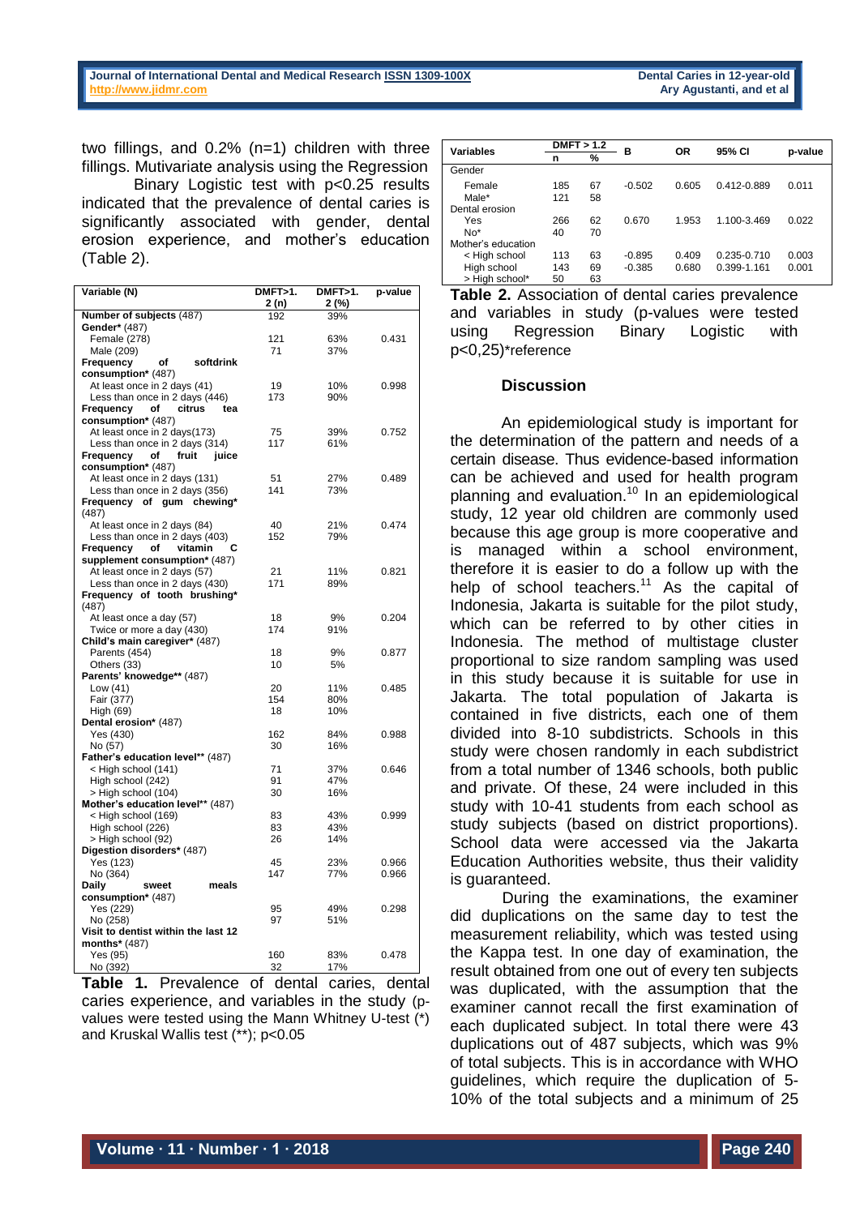two fillings, and 0.2% (n=1) children with three fillings. Mutivariate analysis using the Regression Binary Logistic test with p<0.25 results indicated that the prevalence of dental caries is significantly associated with gender, dental erosion experience, and mother's education (Table 2).

| Variable (N) | DMFT>1.2 (n) | DMFT>1.2 (%) | p-value |
|---|---|---|---|
| **Number of subjects** (487) | 192 | 39% | |
| **Gender*** (487) | | | |
| Female (278) | 121 | 63% | 0.431 |
| Male (209) | 71 | 37% | |
| **Frequency of softdrink consumption*** (487) | | | |
| At least once in 2 days (41) | 19 | 10% | 0.998 |
| Less than once in 2 days (446) | 173 | 90% | |
| **Frequency of citrus tea consumption*** (487) | | | |
| At least once in 2 days(173) | 75 | 39% | 0.752 |
| Less than once in 2 days (314) | 117 | 61% | |
| **Frequency of fruit juice consumption*** (487) | | | |
| At least once in 2 days (131) | 51 | 27% | 0.489 |
| Less than once in 2 days (356) | 141 | 73% | |
| **Frequency of gum chewing*** (487) | | | |
| At least once in 2 days (84) | 40 | 21% | 0.474 |
| Less than once in 2 days (403) | 152 | 79% | |
| **Frequency of vitamin C supplement consumption*** (487) | | | |
| At least once in 2 days (57) | 21 | 11% | 0.821 |
| Less than once in 2 days (430) | 171 | 89% | |
| **Frequency of tooth brushing*** (487) | | | |
| At least once a day (57) | 18 | 9% | 0.204 |
| Twice or more a day (430) | 174 | 91% | |
| **Child's main caregiver*** (487) | | | |
| Parents (454) | 18 | 9% | 0.877 |
| Others (33) | 10 | 5% | |
| **Parents' knowedge**** (487) | | | |
| Low (41) | 20 | 11% | 0.485 |
| Fair (377) | 154 | 80% | |
| High (69) | 18 | 10% | |
| **Dental erosion*** (487) | | | |
| Yes (430) | 162 | 84% | 0.988 |
| No (57) | 30 | 16% | |
| **Father's education level**** (487) | | | |
| < High school (141) | 71 | 37% | 0.646 |
| High school (242) | 91 | 47% | |
| > High school (104) | 30 | 16% | |
| **Mother's education level**** (487) | | | |
| < High school (169) | 83 | 43% | 0.999 |
| High school (226) | 83 | 43% | |
| > High school (92) | 26 | 14% | |
| **Digestion disorders*** (487) | | | |
| Yes (123) | 45 | 23% | 0.966 |
| No (364) | 147 | 77% | 0.966 |
| **Daily sweet meals consumption*** (487) | | | |
| Yes (229) | 95 | 49% | 0.298 |
| No (258) | 97 | 51% | |
| **Visit to dentist within the last 12 months*** (487) | | | |
| Yes (95) | 160 | 83% | 0.478 |
| No (392) | 32 | 17% | |

**Table 1.** Prevalence of dental caries, dental caries experience, and variables in the study (p-values were tested using the Mann Whitney U-test (*) and Kruskal Wallis test (**); p<0.05

| Variables | DMFT > 1.2 | | B | OR | 95% CI | p-value |
|---|---|---|---|---|---|---|
| | n | % | | | | |
| Gender | | | | | | |
| Female | 185 | 67 | -0.502 | 0.605 | 0.412-0.889 | 0.011 |
| Male* | 121 | 58 | | | | |
| Dental erosion | | | | | | |
| Yes | 266 | 62 | 0.670 | 1.953 | 1.100-3.469 | 0.022 |
| No* | 40 | 70 | | | | |
| Mother's education | | | | | | |
| < High school | 113 | 63 | -0.895 | 0.409 | 0.235-0.710 | 0.003 |
| High school | 143 | 69 | -0.385 | 0.680 | 0.399-1.161 | 0.001 |
| > High school* | 50 | 63 | | | | |

**Table 2.** Association of dental caries prevalence and variables in study (p-values were tested using Regression Binary Logistic with p<0,25)*reference

## Discussion

An epidemiological study is important for the determination of the pattern and needs of a certain disease. Thus evidence-based information can be achieved and used for health program planning and evaluation.[10] In an epidemiological study, 12 year old children are commonly used because this age group is more cooperative and is managed within a school environment, therefore it is easier to do a follow up with the help of school teachers.[11] As the capital of Indonesia, Jakarta is suitable for the pilot study, which can be referred to by other cities in Indonesia. The method of multistage cluster proportional to size random sampling was used in this study because it is suitable for use in Jakarta. The total population of Jakarta is contained in five districts, each one of them divided into 8-10 subdistricts. Schools in this study were chosen randomly in each subdistrict from a total number of 1346 schools, both public and private. Of these, 24 were included in this study with 10-41 students from each school as study subjects (based on district proportions). School data were accessed via the Jakarta Education Authorities website, thus their validity is guaranteed.

During the examinations, the examiner did duplications on the same day to test the measurement reliability, which was tested using the Kappa test. In one day of examination, the result obtained from one out of every ten subjects was duplicated, with the assumption that the examiner cannot recall the first examination of each duplicated subject. In total there were 43 duplications out of 487 subjects, which was 9% of total subjects. This is in accordance with WHO guidelines, which require the duplication of 5-10% of the total subjects and a minimum of 25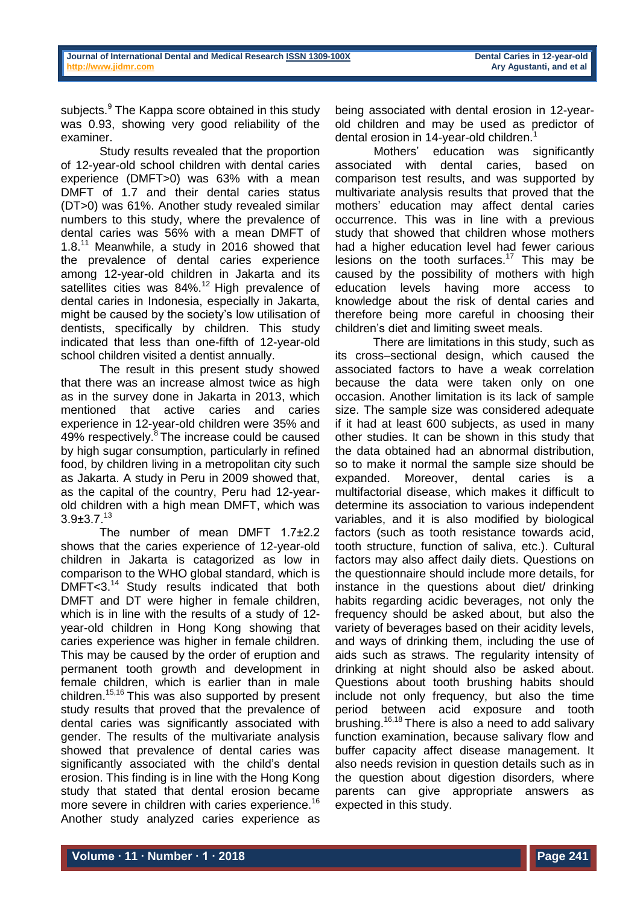subjects.[9] The Kappa score obtained in this study was 0.93, showing very good reliability of the examiner.

Study results revealed that the proportion of 12-year-old school children with dental caries experience (DMFT>0) was 63% with a mean DMFT of 1.7 and their dental caries status (DT>0) was 61%. Another study revealed similar numbers to this study, where the prevalence of dental caries was 56% with a mean DMFT of 1.8.[11] Meanwhile, a study in 2016 showed that the prevalence of dental caries experience among 12-year-old children in Jakarta and its satellites cities was 84%.[12] High prevalence of dental caries in Indonesia, especially in Jakarta, might be caused by the society's low utilisation of dentists, specifically by children. This study indicated that less than one-fifth of 12-year-old school children visited a dentist annually.

The result in this present study showed that there was an increase almost twice as high as in the survey done in Jakarta in 2013, which mentioned that active caries and caries experience in 12-year-old children were 35% and 49% respectively.[8] The increase could be caused by high sugar consumption, particularly in refined food, by children living in a metropolitan city such as Jakarta. A study in Peru in 2009 showed that, as the capital of the country, Peru had 12-year-old children with a high mean DMFT, which was 3.9±3.7.[13]

The number of mean DMFT 1.7±2.2 shows that the caries experience of 12-year-old children in Jakarta is catagorized as low in comparison to the WHO global standard, which is DMFT<3.[14] Study results indicated that both DMFT and DT were higher in female children, which is in line with the results of a study of 12-year-old children in Hong Kong showing that caries experience was higher in female children. This may be caused by the order of eruption and permanent tooth growth and development in female children, which is earlier than in male children.[15,16] This was also supported by present study results that proved that the prevalence of dental caries was significantly associated with gender. The results of the multivariate analysis showed that prevalence of dental caries was significantly associated with the child's dental erosion. This finding is in line with the Hong Kong study that stated that dental erosion became more severe in children with caries experience.[16] Another study analyzed caries experience as being associated with dental erosion in 12-year-old children and may be used as predictor of dental erosion in 14-year-old children.[1]

Mothers' education was significantly associated with dental caries, based on comparison test results, and was supported by multivariate analysis results that proved that the mothers' education may affect dental caries occurrence. This was in line with a previous study that showed that children whose mothers had a higher education level had fewer carious lesions on the tooth surfaces.[17] This may be caused by the possibility of mothers with high education levels having more access to knowledge about the risk of dental caries and therefore being more careful in choosing their children's diet and limiting sweet meals.

There are limitations in this study, such as its cross–sectional design, which caused the associated factors to have a weak correlation because the data were taken only on one occasion. Another limitation is its lack of sample size. The sample size was considered adequate if it had at least 600 subjects, as used in many other studies. It can be shown in this study that the data obtained had an abnormal distribution, so to make it normal the sample size should be expanded. Moreover, dental caries is a multifactorial disease, which makes it difficult to determine its association to various independent variables, and it is also modified by biological factors (such as tooth resistance towards acid, tooth structure, function of saliva, etc.). Cultural factors may also affect daily diets. Questions on the questionnaire should include more details, for instance in the questions about diet/ drinking habits regarding acidic beverages, not only the frequency should be asked about, but also the variety of beverages based on their acidity levels, and ways of drinking them, including the use of aids such as straws. The regularity intensity of drinking at night should also be asked about. Questions about tooth brushing habits should include not only frequency, but also the time period between acid exposure and tooth brushing.[16,18] There is also a need to add salivary function examination, because salivary flow and buffer capacity affect disease management. It also needs revision in question details such as in the question about digestion disorders, where parents can give appropriate answers as expected in this study.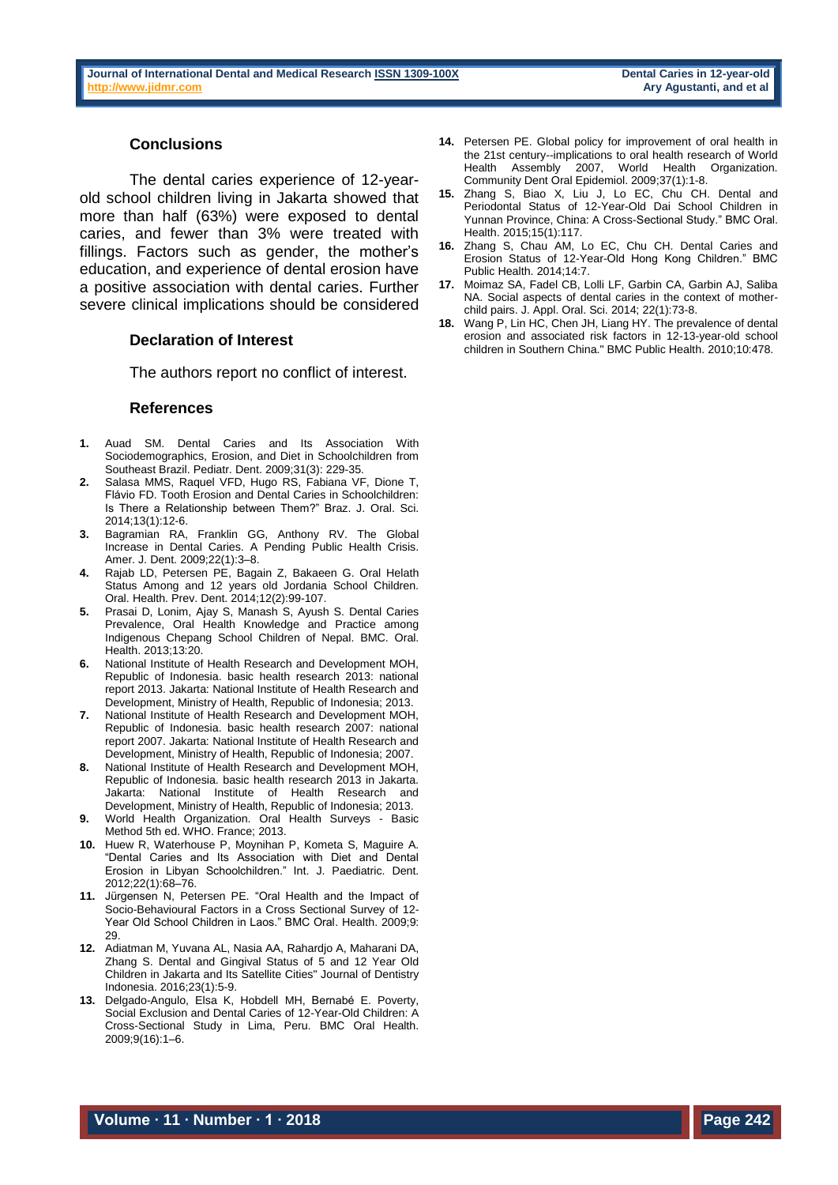## Conclusions

The dental caries experience of 12-year-old school children living in Jakarta showed that more than half (63%) were exposed to dental caries, and fewer than 3% were treated with fillings. Factors such as gender, the mother's education, and experience of dental erosion have a positive association with dental caries. Further severe clinical implications should be considered

## Declaration of Interest

The authors report no conflict of interest.

## References

1. Auad SM. Dental Caries and Its Association With Sociodemographics, Erosion, and Diet in Schoolchildren from Southeast Brazil. Pediatr. Dent. 2009;31(3): 229-35.
2. Salasa MMS, Raquel VFD, Hugo RS, Fabiana VF, Dione T, Flávio FD. Tooth Erosion and Dental Caries in Schoolchildren: Is There a Relationship between Them?" Braz. J. Oral. Sci. 2014;13(1):12-6.
3. Bagramian RA, Franklin GG, Anthony RV. The Global Increase in Dental Caries. A Pending Public Health Crisis. Amer. J. Dent. 2009;22(1):3–8.
4. Rajab LD, Petersen PE, Bagain Z, Bakaeen G. Oral Helath Status Among and 12 years old Jordania School Children. Oral. Health. Prev. Dent. 2014;12(2):99-107.
5. Prasai D, Lonim, Ajay S, Manash S, Ayush S. Dental Caries Prevalence, Oral Health Knowledge and Practice among Indigenous Chepang School Children of Nepal. BMC. Oral. Health. 2013;13:20.
6. National Institute of Health Research and Development MOH, Republic of Indonesia. basic health research 2013: national report 2013. Jakarta: National Institute of Health Research and Development, Ministry of Health, Republic of Indonesia; 2013.
7. National Institute of Health Research and Development MOH, Republic of Indonesia. basic health research 2007: national report 2007. Jakarta: National Institute of Health Research and Development, Ministry of Health, Republic of Indonesia; 2007.
8. National Institute of Health Research and Development MOH, Republic of Indonesia. basic health research 2013 in Jakarta. Jakarta: National Institute of Health Research and Development, Ministry of Health, Republic of Indonesia; 2013.
9. World Health Organization. Oral Health Surveys - Basic Method 5th ed. WHO. France; 2013.
10. Huew R, Waterhouse P, Moynihan P, Kometa S, Maguire A. "Dental Caries and Its Association with Diet and Dental Erosion in Libyan Schoolchildren." Int. J. Paediatric. Dent. 2012;22(1):68–76.
11. Jürgensen N, Petersen PE. "Oral Health and the Impact of Socio-Behavioural Factors in a Cross Sectional Survey of 12-Year Old School Children in Laos." BMC Oral. Health. 2009;9: 29.
12. Adiatman M, Yuvana AL, Nasia AA, Rahardjo A, Maharani DA, Zhang S. Dental and Gingival Status of 5 and 12 Year Old Children in Jakarta and Its Satellite Cities" Journal of Dentistry Indonesia. 2016;23(1):5-9.
13. Delgado-Angulo, Elsa K, Hobdell MH, Bernabé E. Poverty, Social Exclusion and Dental Caries of 12-Year-Old Children: A Cross-Sectional Study in Lima, Peru. BMC Oral Health. 2009;9(16):1–6.
14. Petersen PE. Global policy for improvement of oral health in the 21st century--implications to oral health research of World Health Assembly 2007, World Health Organization. Community Dent Oral Epidemiol. 2009;37(1):1-8.
15. Zhang S, Biao X, Liu J, Lo EC, Chu CH. Dental and Periodontal Status of 12-Year-Old Dai School Children in Yunnan Province, China: A Cross-Sectional Study." BMC Oral. Health. 2015;15(1):117.
16. Zhang S, Chau AM, Lo EC, Chu CH. Dental Caries and Erosion Status of 12-Year-Old Hong Kong Children." BMC Public Health. 2014;14:7.
17. Moimaz SA, Fadel CB, Lolli LF, Garbin CA, Garbin AJ, Saliba NA. Social aspects of dental caries in the context of mother-child pairs. J. Appl. Oral. Sci. 2014; 22(1):73-8.
18. Wang P, Lin HC, Chen JH, Liang HY. The prevalence of dental erosion and associated risk factors in 12-13-year-old school children in Southern China." BMC Public Health. 2010;10:478.